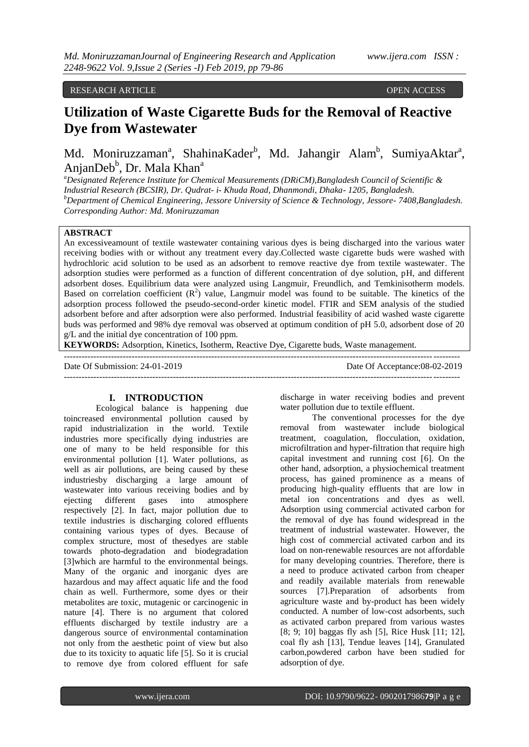RESEARCH ARTICLE OPEN ACCESS

# Utilization of Waste Cigarette Buds for the Removal of Reactive Dye from Wastewater

Md. Moniruzzaman[a], ShahinaKader[b], Md. Jahangir Alam[b], SumiyaAktar[a], AnjanDeb[b], Dr. Mala Khan[a]

[a]Designated Reference Institute for Chemical Measurements (DRiCM),Bangladesh Council of Scientific & Industrial Research (BCSIR), Dr. Qudrat- i- Khuda Road, Dhanmondi, Dhaka- 1205, Bangladesh.
[b]Department of Chemical Engineering, Jessore University of Science & Technology, Jessore- 7408,Bangladesh.
*Corresponding Author: Md. Moniruzzaman*

**ABSTRACT**

An excessiveamount of textile wastewater containing various dyes is being discharged into the various water receiving bodies with or without any treatment every day.Collected waste cigarette buds were washed with hydrochloric acid solution to be used as an adsorbent to remove reactive dye from textile wastewater. The adsorption studies were performed as a function of different concentration of dye solution, pH, and different adsorbent doses. Equilibrium data were analyzed using Langmuir, Freundlich, and Temkinisotherm models. Based on correlation coefficient ($R^2$) value, Langmuir model was found to be suitable. The kinetics of the adsorption process followed the pseudo-second-order kinetic model. FTIR and SEM analysis of the studied adsorbent before and after adsorption were also performed. Industrial feasibility of acid washed waste cigarette buds was performed and 98% dye removal was observed at optimum condition of pH 5.0, adsorbent dose of 20 g/L and the initial dye concentration of 100 ppm.

**KEYWORDS:** Adsorption, Kinetics, Isotherm, Reactive Dye, Cigarette buds, Waste management.

Date Of Submission: 24-01-2019 Date Of Acceptance:08-02-2019

## I. INTRODUCTION

Ecological balance is happening due toincreased environmental pollution caused by rapid industrialization in the world. Textile industries more specifically dying industries are one of many to be held responsible for this environmental pollution [1]. Water pollutions, as well as air pollutions, are being caused by these industriesby discharging a large amount of wastewater into various receiving bodies and by ejecting different gases into atmosphere respectively [2]. In fact, major pollution due to textile industries is discharging colored effluents containing various types of dyes. Because of complex structure, most of thesedyes are stable towards photo-degradation and biodegradation [3]which are harmful to the environmental beings. Many of the organic and inorganic dyes are hazardous and may affect aquatic life and the food chain as well. Furthermore, some dyes or their metabolites are toxic, mutagenic or carcinogenic in nature [4]. There is no argument that colored effluents discharged by textile industry are a dangerous source of environmental contamination not only from the aesthetic point of view but also due to its toxicity to aquatic life [5]. So it is crucial to remove dye from colored effluent for safe discharge in water receiving bodies and prevent water pollution due to textile effluent.

The conventional processes for the dye removal from wastewater include biological treatment, coagulation, flocculation, oxidation, microfiltration and hyper-filtration that require high capital investment and running cost [6]. On the other hand, adsorption, a physiochemical treatment process, has gained prominence as a means of producing high-quality effluents that are low in metal ion concentrations and dyes as well. Adsorption using commercial activated carbon for the removal of dye has found widespread in the treatment of industrial wastewater. However, the high cost of commercial activated carbon and its load on non-renewable resources are not affordable for many developing countries. Therefore, there is a need to produce activated carbon from cheaper and readily available materials from renewable sources [7].Preparation of adsorbents from agriculture waste and by-product has been widely conducted. A number of low-cost adsorbents, such as activated carbon prepared from various wastes [8; 9; 10] baggas fly ash [5], Rice Husk [11; 12], coal fly ash [13], Tendue leaves [14], Granulated carbon,powdered carbon have been studied for adsorption of dye.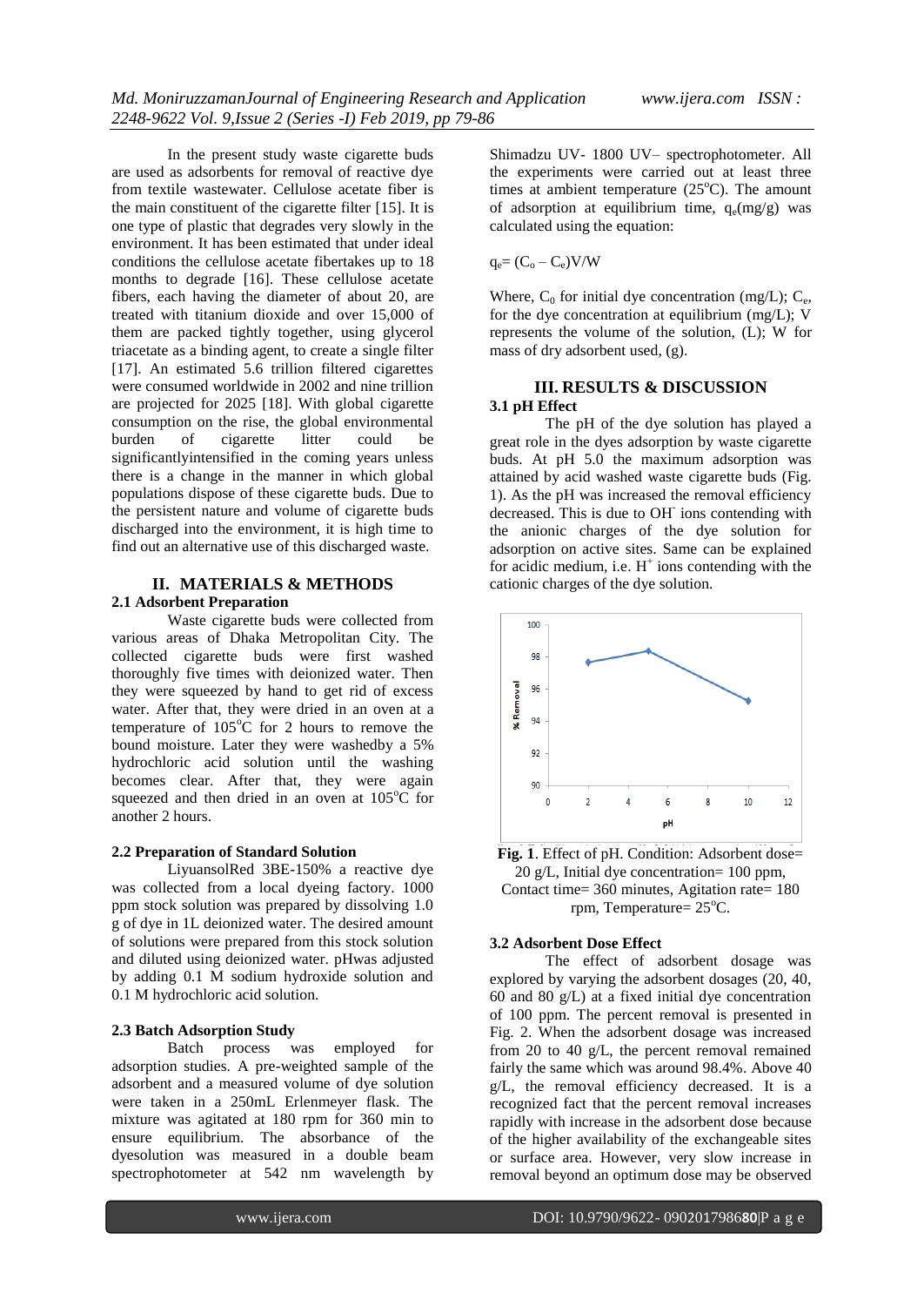In the present study waste cigarette buds are used as adsorbents for removal of reactive dye from textile wastewater. Cellulose acetate fiber is the main constituent of the cigarette filter [15]. It is one type of plastic that degrades very slowly in the environment. It has been estimated that under ideal conditions the cellulose acetate fibertakes up to 18 months to degrade [16]. These cellulose acetate fibers, each having the diameter of about 20, are treated with titanium dioxide and over 15,000 of them are packed tightly together, using glycerol triacetate as a binding agent, to create a single filter [17]. An estimated 5.6 trillion filtered cigarettes were consumed worldwide in 2002 and nine trillion are projected for 2025 [18]. With global cigarette consumption on the rise, the global environmental burden of cigarette litter could be significantlyintensified in the coming years unless there is a change in the manner in which global populations dispose of these cigarette buds. Due to the persistent nature and volume of cigarette buds discharged into the environment, it is high time to find out an alternative use of this discharged waste.

## II. MATERIALS & METHODS

### 2.1 Adsorbent Preparation

Waste cigarette buds were collected from various areas of Dhaka Metropolitan City. The collected cigarette buds were first washed thoroughly five times with deionized water. Then they were squeezed by hand to get rid of excess water. After that, they were dried in an oven at a temperature of 105$^o$C for 2 hours to remove the bound moisture. Later they were washedby a 5% hydrochloric acid solution until the washing becomes clear. After that, they were again squeezed and then dried in an oven at 105$^o$C for another 2 hours.

### 2.2 Preparation of Standard Solution

LiyuansolRed 3BE-150% a reactive dye was collected from a local dyeing factory. 1000 ppm stock solution was prepared by dissolving 1.0 g of dye in 1L deionized water. The desired amount of solutions were prepared from this stock solution and diluted using deionized water. pHwas adjusted by adding 0.1 M sodium hydroxide solution and 0.1 M hydrochloric acid solution.

### 2.3 Batch Adsorption Study

Batch process was employed for adsorption studies. A pre-weighted sample of the adsorbent and a measured volume of dye solution were taken in a 250mL Erlenmeyer flask. The mixture was agitated at 180 rpm for 360 min to ensure equilibrium. The absorbance of the dyesolution was measured in a double beam spectrophotometer at 542 nm wavelength by Shimadzu UV- 1800 UV– spectrophotometer. All the experiments were carried out at least three times at ambient temperature (25$^o$C). The amount of adsorption at equilibrium time, $q_e$(mg/g) was calculated using the equation:

$$q_e = (C_o - C_e)V/W$$

Where, $C_0$ for initial dye concentration (mg/L); $C_e$, for the dye concentration at equilibrium (mg/L); V represents the volume of the solution, (L); W for mass of dry adsorbent used, (g).

## III. RESULTS & DISCUSSION

### 3.1 pH Effect

The pH of the dye solution has played a great role in the dyes adsorption by waste cigarette buds. At pH 5.0 the maximum adsorption was attained by acid washed waste cigarette buds (Fig. 1). As the pH was increased the removal efficiency decreased. This is due to $OH^-$ ions contending with the anionic charges of the dye solution for adsorption on active sites. Same can be explained for acidic medium, i.e. $H^+$ ions contending with the cationic charges of the dye solution.

**Fig. 1**. Effect of pH. Condition: Adsorbent dose= 20 g/L, Initial dye concentration= 100 ppm, Contact time= 360 minutes, Agitation rate= 180 rpm, Temperature= 25$^o$C.

### 3.2 Adsorbent Dose Effect

The effect of adsorbent dosage was explored by varying the adsorbent dosages (20, 40, 60 and 80 g/L) at a fixed initial dye concentration of 100 ppm. The percent removal is presented in Fig. 2. When the adsorbent dosage was increased from 20 to 40 g/L, the percent removal remained fairly the same which was around 98.4%. Above 40 g/L, the removal efficiency decreased. It is a recognized fact that the percent removal increases rapidly with increase in the adsorbent dose because of the higher availability of the exchangeable sites or surface area. However, very slow increase in removal beyond an optimum dose may be observed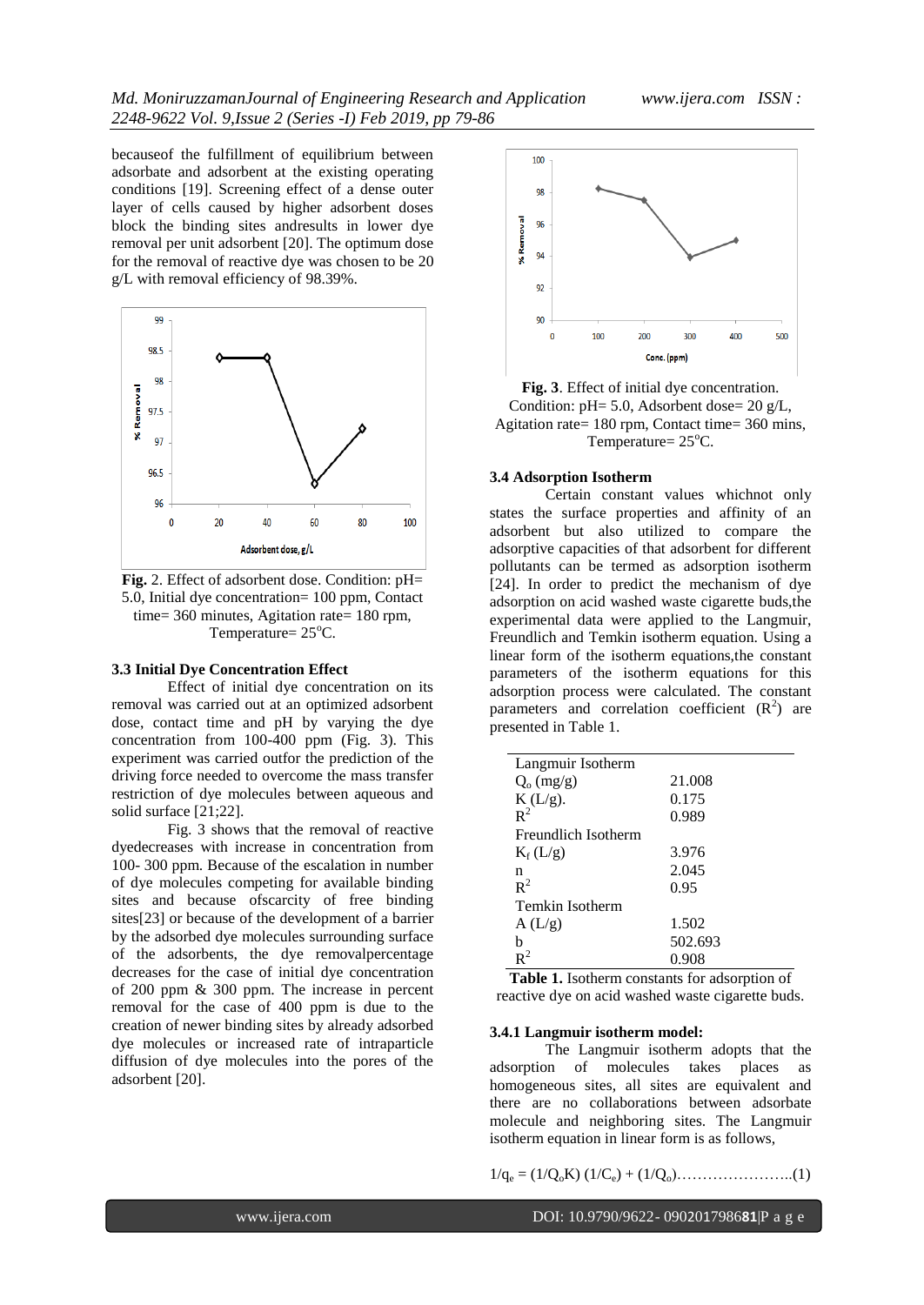becauseof the fulfillment of equilibrium between adsorbate and adsorbent at the existing operating conditions [19]. Screening effect of a dense outer layer of cells caused by higher adsorbent doses block the binding sites andresults in lower dye removal per unit adsorbent [20]. The optimum dose for the removal of reactive dye was chosen to be 20 g/L with removal efficiency of 98.39%.

**Fig.** 2. Effect of adsorbent dose. Condition: pH= 5.0, Initial dye concentration= 100 ppm, Contact time= 360 minutes, Agitation rate= 180 rpm, Temperature= 25°C.

### 3.3 Initial Dye Concentration Effect

Effect of initial dye concentration on its removal was carried out at an optimized adsorbent dose, contact time and pH by varying the dye concentration from 100-400 ppm (Fig. 3). This experiment was carried outfor the prediction of the driving force needed to overcome the mass transfer restriction of dye molecules between aqueous and solid surface [21;22].

Fig. 3 shows that the removal of reactive dyedecreases with increase in concentration from 100- 300 ppm. Because of the escalation in number of dye molecules competing for available binding sites and because ofscarcity of free binding sites[23] or because of the development of a barrier by the adsorbed dye molecules surrounding surface of the adsorbents, the dye removalpercentage decreases for the case of initial dye concentration of 200 ppm & 300 ppm. The increase in percent removal for the case of 400 ppm is due to the creation of newer binding sites by already adsorbed dye molecules or increased rate of intraparticle diffusion of dye molecules into the pores of the adsorbent [20].

**Fig. 3**. Effect of initial dye concentration. Condition: pH= 5.0, Adsorbent dose= 20 g/L, Agitation rate= 180 rpm, Contact time= 360 mins, Temperature= 25°C.

### 3.4 Adsorption Isotherm

Certain constant values whichnot only states the surface properties and affinity of an adsorbent but also utilized to compare the adsorptive capacities of that adsorbent for different pollutants can be termed as adsorption isotherm [24]. In order to predict the mechanism of dye adsorption on acid washed waste cigarette buds,the experimental data were applied to the Langmuir, Freundlich and Temkin isotherm equation. Using a linear form of the isotherm equations,the constant parameters of the isotherm equations for this adsorption process were calculated. The constant parameters and correlation coefficient ($R^2$) are presented in Table 1.

| Langmuir Isotherm | |
|---|---|
| $Q_o$ (mg/g) | 21.008 |
| K (L/g). | 0.175 |
| $R^2$ | 0.989 |
| Freundlich Isotherm | |
| $K_f$ (L/g) | 3.976 |
| n | 2.045 |
| $R^2$ | 0.95 |
| Temkin Isotherm | |
| A (L/g) | 1.502 |
| b | 502.693 |
| $R^2$ | 0.908 |

**Table 1.** Isotherm constants for adsorption of reactive dye on acid washed waste cigarette buds.

#### 3.4.1 Langmuir isotherm model:

The Langmuir isotherm adopts that the adsorption of molecules takes places as homogeneous sites, all sites are equivalent and there are no collaborations between adsorbate molecule and neighboring sites. The Langmuir isotherm equation in linear form is as follows,

$$1/q_e = (1/Q_oK)\,(1/C_e) + (1/Q_o) \quad (1)$$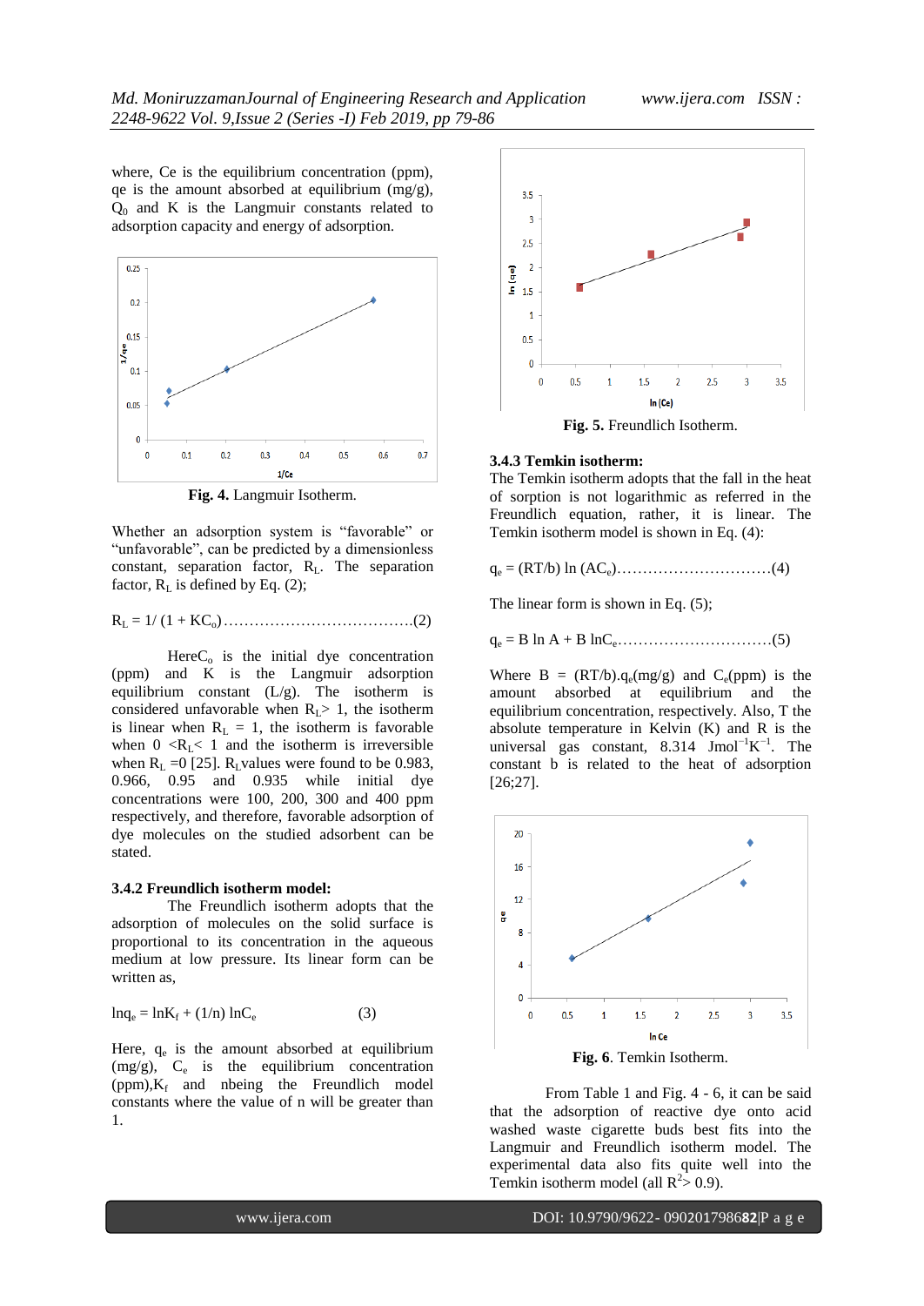where, Ce is the equilibrium concentration (ppm), qe is the amount absorbed at equilibrium (mg/g), $Q_0$ and K is the Langmuir constants related to adsorption capacity and energy of adsorption.

**Fig. 4.** Langmuir Isotherm.

Whether an adsorption system is "favorable" or "unfavorable", can be predicted by a dimensionless constant, separation factor, $R_L$. The separation factor, $R_L$ is defined by Eq. (2);

$$R_L = 1/ (1 + KC_o)\ldots\ldots\ldots\ldots\ldots\ldots\ldots(2)$$

Here $C_o$ is the initial dye concentration (ppm) and K is the Langmuir adsorption equilibrium constant (L/g). The isotherm is considered unfavorable when $R_L > 1$, the isotherm is linear when $R_L = 1$, the isotherm is favorable when $0 < R_L < 1$ and the isotherm is irreversible when $R_L = 0$ [25]. $R_L$ values were found to be 0.983, 0.966, 0.95 and 0.935 while initial dye concentrations were 100, 200, 300 and 400 ppm respectively, and therefore, favorable adsorption of dye molecules on the studied adsorbent can be stated.

### 3.4.2 Freundlich isotherm model:

The Freundlich isotherm adopts that the adsorption of molecules on the solid surface is proportional to its concentration in the aqueous medium at low pressure. Its linear form can be written as,

$$\ln q_e = \ln K_f + (1/n) \ln C_e \qquad (3)$$

Here, $q_e$ is the amount absorbed at equilibrium (mg/g), $C_e$ is the equilibrium concentration (ppm), $K_f$ and n being the Freundlich model constants where the value of n will be greater than 1.

**Fig. 5.** Freundlich Isotherm.

### 3.4.3 Temkin isotherm:

The Temkin isotherm adopts that the fall in the heat of sorption is not logarithmic as referred in the Freundlich equation, rather, it is linear. The Temkin isotherm model is shown in Eq. (4):

$$q_e = (RT/b) \ln (AC_e)\ldots\ldots\ldots\ldots\ldots\ldots(4)$$

The linear form is shown in Eq. (5);

$$q_e = B \ln A + B \ln C_e\ldots\ldots\ldots\ldots\ldots\ldots(5)$$

Where $B = (RT/b)$. $q_e$(mg/g) and $C_e$(ppm) is the amount absorbed at equilibrium and the equilibrium concentration, respectively. Also, T the absolute temperature in Kelvin (K) and R is the universal gas constant, 8.314 $Jmol^{-1}K^{-1}$. The constant b is related to the heat of adsorption [26;27].

**Fig. 6**. Temkin Isotherm.

From Table 1 and Fig. 4 - 6, it can be said that the adsorption of reactive dye onto acid washed waste cigarette buds best fits into the Langmuir and Freundlich isotherm model. The experimental data also fits quite well into the Temkin isotherm model (all $R^2 > 0.9$).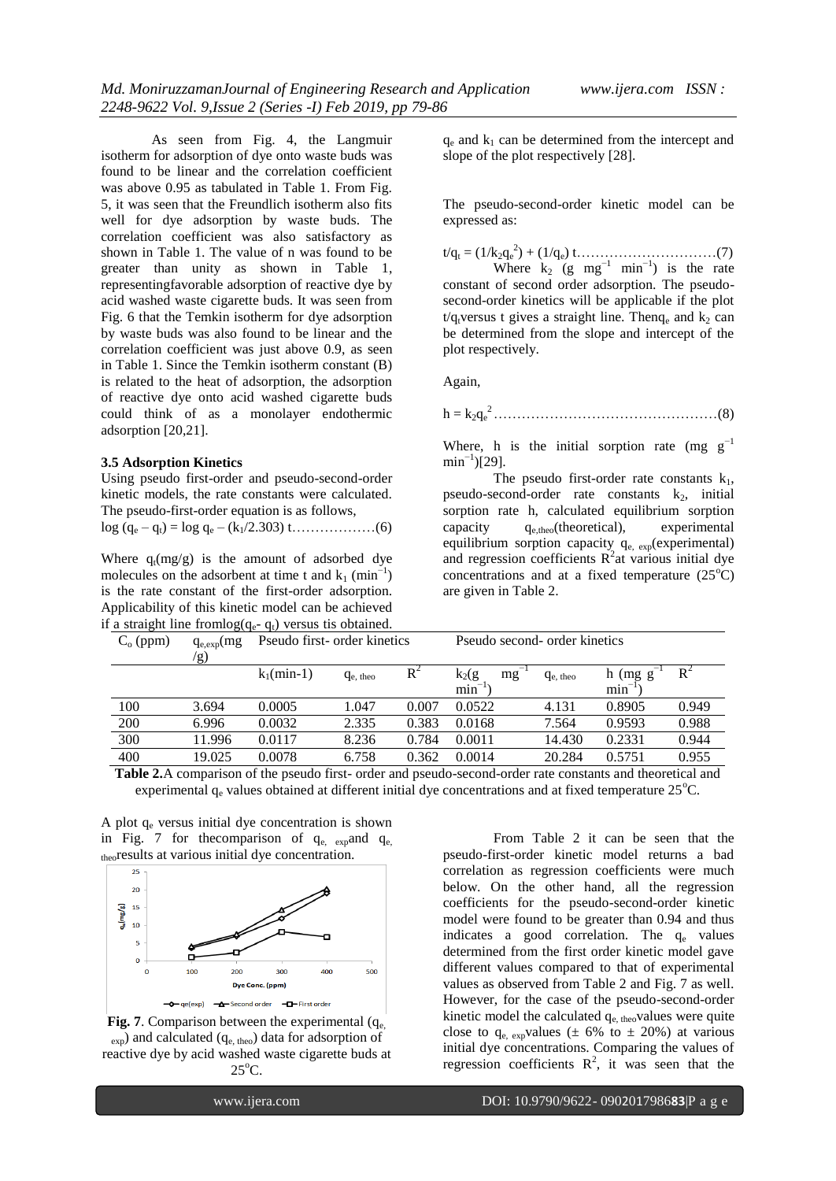As seen from Fig. 4, the Langmuir isotherm for adsorption of dye onto waste buds was found to be linear and the correlation coefficient was above 0.95 as tabulated in Table 1. From Fig. 5, it was seen that the Freundlich isotherm also fits well for dye adsorption by waste buds. The correlation coefficient was also satisfactory as shown in Table 1. The value of n was found to be greater than unity as shown in Table 1, representingfavorable adsorption of reactive dye by acid washed waste cigarette buds. It was seen from Fig. 6 that the Temkin isotherm for dye adsorption by waste buds was also found to be linear and the correlation coefficient was just above 0.9, as seen in Table 1. Since the Temkin isotherm constant (B) is related to the heat of adsorption, the adsorption of reactive dye onto acid washed cigarette buds could think of as a monolayer endothermic adsorption [20,21].

### 3.5 Adsorption Kinetics

Using pseudo first-order and pseudo-second-order kinetic models, the rate constants were calculated. The pseudo-first-order equation is as follows,

$$\log (q_e - q_t) = \log q_e - (k_1/2.303)\, t \quad\text{.................(6)}$$

Where $q_t$(mg/g) is the amount of adsorbed dye molecules on the adsorbent at time t and $k_1$ ($min^{-1}$) is the rate constant of the first-order adsorption. Applicability of this kinetic model can be achieved if a straight line from$\log(q_e - q_t)$ versus tis obtained. $q_e$ and $k_1$ can be determined from the intercept and slope of the plot respectively [28].

The pseudo-second-order kinetic model can be expressed as:

$$t/q_t = (1/k_2 q_e^2) + (1/q_e)\, t \quad\text{............................(7)}$$

Where $k_2$ (g $mg^{-1}$ $min^{-1}$) is the rate constant of second order adsorption. The pseudo-second-order kinetics will be applicable if the plot $t/q_t$versus t gives a straight line. Then$q_e$ and $k_2$ can be determined from the slope and intercept of the plot respectively.

Again,

$$h = k_2 q_e^2 \quad\text{.............................................(8)}$$

Where, h is the initial sorption rate (mg $g^{-1}$ $min^{-1}$)[29].

The pseudo first-order rate constants $k_1$, pseudo-second-order rate constants $k_2$, initial sorption rate h, calculated equilibrium sorption capacity $q_{e,theo}$(theoretical), experimental equilibrium sorption capacity $q_{e,\ exp}$(experimental) and regression coefficients $R^2$at various initial dye concentrations and at a fixed temperature (25°C) are given in Table 2.

| $C_o$ (ppm) | $q_{e,exp}$(mg/g) | Pseudo first- order kinetics | | | Pseudo second- order kinetics | | | |
|---|---|---|---|---|---|---|---|---|
| | | $k_1$(min-1) | $q_{e,\ theo}$ | $R^2$ | $k_2$(g $mg^{-1}$ $min^{-1}$) | $q_{e,\ theo}$ | h (mg $g^{-1}$ $min^{-1}$) | $R^2$ |
| 100 | 3.694 | 0.0005 | 1.047 | 0.007 | 0.0522 | 4.131 | 0.8905 | 0.949 |
| 200 | 6.996 | 0.0032 | 2.335 | 0.383 | 0.0168 | 7.564 | 0.9593 | 0.988 |
| 300 | 11.996 | 0.0117 | 8.236 | 0.784 | 0.0011 | 14.430 | 0.2331 | 0.944 |
| 400 | 19.025 | 0.0078 | 6.758 | 0.362 | 0.0014 | 20.284 | 0.5751 | 0.955 |

**Table 2.**A comparison of the pseudo first- order and pseudo-second-order rate constants and theoretical and experimental $q_e$ values obtained at different initial dye concentrations and at fixed temperature 25°C.

A plot $q_e$ versus initial dye concentration is shown in Fig. 7 for thecomparison of $q_{e,\ exp}$and $q_{e,\ theo}$results at various initial dye concentration.

**Fig. 7**. Comparison between the experimental ($q_{e,\ exp}$) and calculated ($q_{e,\ theo}$) data for adsorption of reactive dye by acid washed waste cigarette buds at 25°C.

From Table 2 it can be seen that the pseudo-first-order kinetic model returns a bad correlation as regression coefficients were much below. On the other hand, all the regression coefficients for the pseudo-second-order kinetic model were found to be greater than 0.94 and thus indicates a good correlation. The $q_e$ values determined from the first order kinetic model gave different values compared to that of experimental values as observed from Table 2 and Fig. 7 as well. However, for the case of the pseudo-second-order kinetic model the calculated $q_{e,\ theo}$values were quite close to $q_{e,\ exp}$values (± 6% to ± 20%) at various initial dye concentrations. Comparing the values of regression coefficients $R^2$, it was seen that the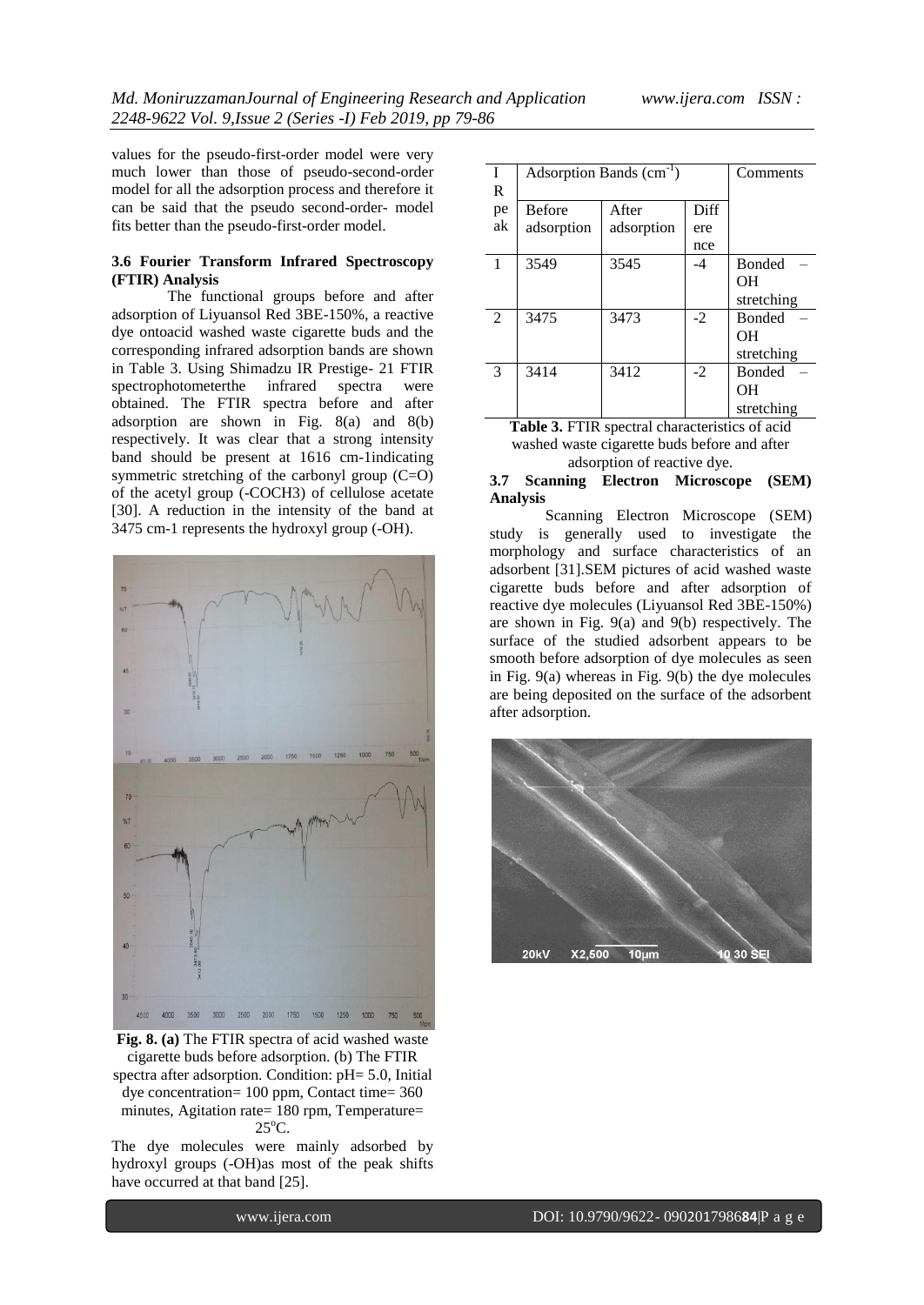values for the pseudo-first-order model were very much lower than those of pseudo-second-order model for all the adsorption process and therefore it can be said that the pseudo second-order- model fits better than the pseudo-first-order model.

### 3.6 Fourier Transform Infrared Spectroscopy (FTIR) Analysis

The functional groups before and after adsorption of Liyuansol Red 3BE-150%, a reactive dye ontoacid washed waste cigarette buds and the corresponding infrared adsorption bands are shown in Table 3. Using Shimadzu IR Prestige- 21 FTIR spectrophotometerthe infrared spectra were obtained. The FTIR spectra before and after adsorption are shown in Fig. 8(a) and 8(b) respectively. It was clear that a strong intensity band should be present at 1616 cm-1indicating symmetric stretching of the carbonyl group (C=O) of the acetyl group (-COCH3) of cellulose acetate [30]. A reduction in the intensity of the band at 3475 cm-1 represents the hydroxyl group (-OH).

**Fig. 8. (a)** The FTIR spectra of acid washed waste cigarette buds before adsorption. (b) The FTIR spectra after adsorption. Condition: pH= 5.0, Initial dye concentration= 100 ppm, Contact time= 360 minutes, Agitation rate= 180 rpm, Temperature= 25°C.

The dye molecules were mainly adsorbed by hydroxyl groups (-OH)as most of the peak shifts have occurred at that band [25].

| IR peak | Adsorption Bands ($cm^{-1}$) | | | Comments |
|---|---|---|---|---|
| | Before adsorption | After adsorption | Difference | |
| 1 | 3549 | 3545 | -4 | Bonded – OH stretching |
| 2 | 3475 | 3473 | -2 | Bonded – OH stretching |
| 3 | 3414 | 3412 | -2 | Bonded – OH stretching |

**Table 3.** FTIR spectral characteristics of acid washed waste cigarette buds before and after adsorption of reactive dye.

### 3.7 Scanning Electron Microscope (SEM) Analysis

Scanning Electron Microscope (SEM) study is generally used to investigate the morphology and surface characteristics of an adsorbent [31].SEM pictures of acid washed waste cigarette buds before and after adsorption of reactive dye molecules (Liyuansol Red 3BE-150%) are shown in Fig. 9(a) and 9(b) respectively. The surface of the studied adsorbent appears to be smooth before adsorption of dye molecules as seen in Fig. 9(a) whereas in Fig. 9(b) the dye molecules are being deposited on the surface of the adsorbent after adsorption.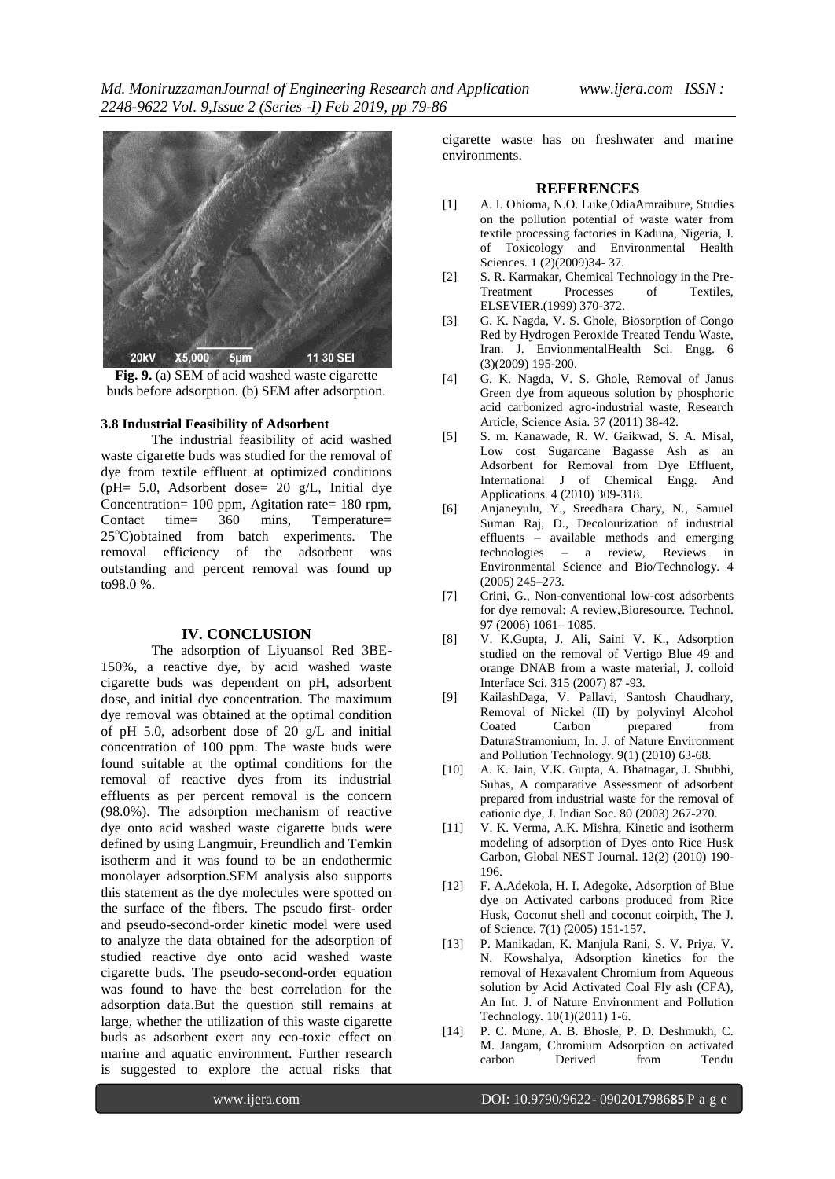**Fig. 9.** (a) SEM of acid washed waste cigarette buds before adsorption. (b) SEM after adsorption.

### 3.8 Industrial Feasibility of Adsorbent

The industrial feasibility of acid washed waste cigarette buds was studied for the removal of dye from textile effluent at optimized conditions (pH= 5.0, Adsorbent dose= 20 g/L, Initial dye Concentration= 100 ppm, Agitation rate= 180 rpm, Contact time= 360 mins, Temperature= 25$^o$C)obtained from batch experiments. The removal efficiency of the adsorbent was outstanding and percent removal was found up to98.0 %.

## IV. CONCLUSION

The adsorption of Liyuansol Red 3BE-150%, a reactive dye, by acid washed waste cigarette buds was dependent on pH, adsorbent dose, and initial dye concentration. The maximum dye removal was obtained at the optimal condition of pH 5.0, adsorbent dose of 20 g/L and initial concentration of 100 ppm. The waste buds were found suitable at the optimal conditions for the removal of reactive dyes from its industrial effluents as per percent removal is the concern (98.0%). The adsorption mechanism of reactive dye onto acid washed waste cigarette buds were defined by using Langmuir, Freundlich and Temkin isotherm and it was found to be an endothermic monolayer adsorption.SEM analysis also supports this statement as the dye molecules were spotted on the surface of the fibers. The pseudo first- order and pseudo-second-order kinetic model were used to analyze the data obtained for the adsorption of studied reactive dye onto acid washed waste cigarette buds. The pseudo-second-order equation was found to have the best correlation for the adsorption data.But the question still remains at large, whether the utilization of this waste cigarette buds as adsorbent exert any eco-toxic effect on marine and aquatic environment. Further research is suggested to explore the actual risks that cigarette waste has on freshwater and marine environments.

## REFERENCES

[1] A. I. Ohioma, N.O. Luke,OdiaAmraibure, Studies on the pollution potential of waste water from textile processing factories in Kaduna, Nigeria, J. of Toxicology and Environmental Health Sciences. 1 (2)(2009)34- 37.

[2] S. R. Karmakar, Chemical Technology in the Pre-Treatment Processes of Textiles, ELSEVIER.(1999) 370-372.

[3] G. K. Nagda, V. S. Ghole, Biosorption of Congo Red by Hydrogen Peroxide Treated Tendu Waste, Iran. J. EnvionmentalHealth Sci. Engg. 6 (3)(2009) 195-200.

[4] G. K. Nagda, V. S. Ghole, Removal of Janus Green dye from aqueous solution by phosphoric acid carbonized agro-industrial waste, Research Article, Science Asia. 37 (2011) 38-42.

[5] S. m. Kanawade, R. W. Gaikwad, S. A. Misal, Low cost Sugarcane Bagasse Ash as an Adsorbent for Removal from Dye Effluent, International J of Chemical Engg. And Applications. 4 (2010) 309-318.

[6] Anjaneyulu, Y., Sreedhara Chary, N., Samuel Suman Raj, D., Decolourization of industrial effluents – available methods and emerging technologies – a review, Reviews in Environmental Science and Bio/Technology. 4 (2005) 245–273.

[7] Crini, G., Non-conventional low-cost adsorbents for dye removal: A review,Bioresource. Technol. 97 (2006) 1061– 1085.

[8] V. K.Gupta, J. Ali, Saini V. K., Adsorption studied on the removal of Vertigo Blue 49 and orange DNAB from a waste material, J. colloid Interface Sci. 315 (2007) 87 -93.

[9] KailashDaga, V. Pallavi, Santosh Chaudhary, Removal of Nickel (II) by polyvinyl Alcohol Coated Carbon prepared from DaturaStramonium, In. J. of Nature Environment and Pollution Technology. 9(1) (2010) 63-68.

[10] A. K. Jain, V.K. Gupta, A. Bhatnagar, J. Shubhi, Suhas, A comparative Assessment of adsorbent prepared from industrial waste for the removal of cationic dye, J. Indian Soc. 80 (2003) 267-270.

[11] V. K. Verma, A.K. Mishra, Kinetic and isotherm modeling of adsorption of Dyes onto Rice Husk Carbon, Global NEST Journal. 12(2) (2010) 190-196.

[12] F. A.Adekola, H. I. Adegoke, Adsorption of Blue dye on Activated carbons produced from Rice Husk, Coconut shell and coconut coirpith, The J. of Science. 7(1) (2005) 151-157.

[13] P. Manikadan, K. Manjula Rani, S. V. Priya, V. N. Kowshalya, Adsorption kinetics for the removal of Hexavalent Chromium from Aqueous solution by Acid Activated Coal Fly ash (CFA), An Int. J. of Nature Environment and Pollution Technology. 10(1)(2011) 1-6.

[14] P. C. Mune, A. B. Bhosle, P. D. Deshmukh, C. M. Jangam, Chromium Adsorption on activated carbon Derived from Tendu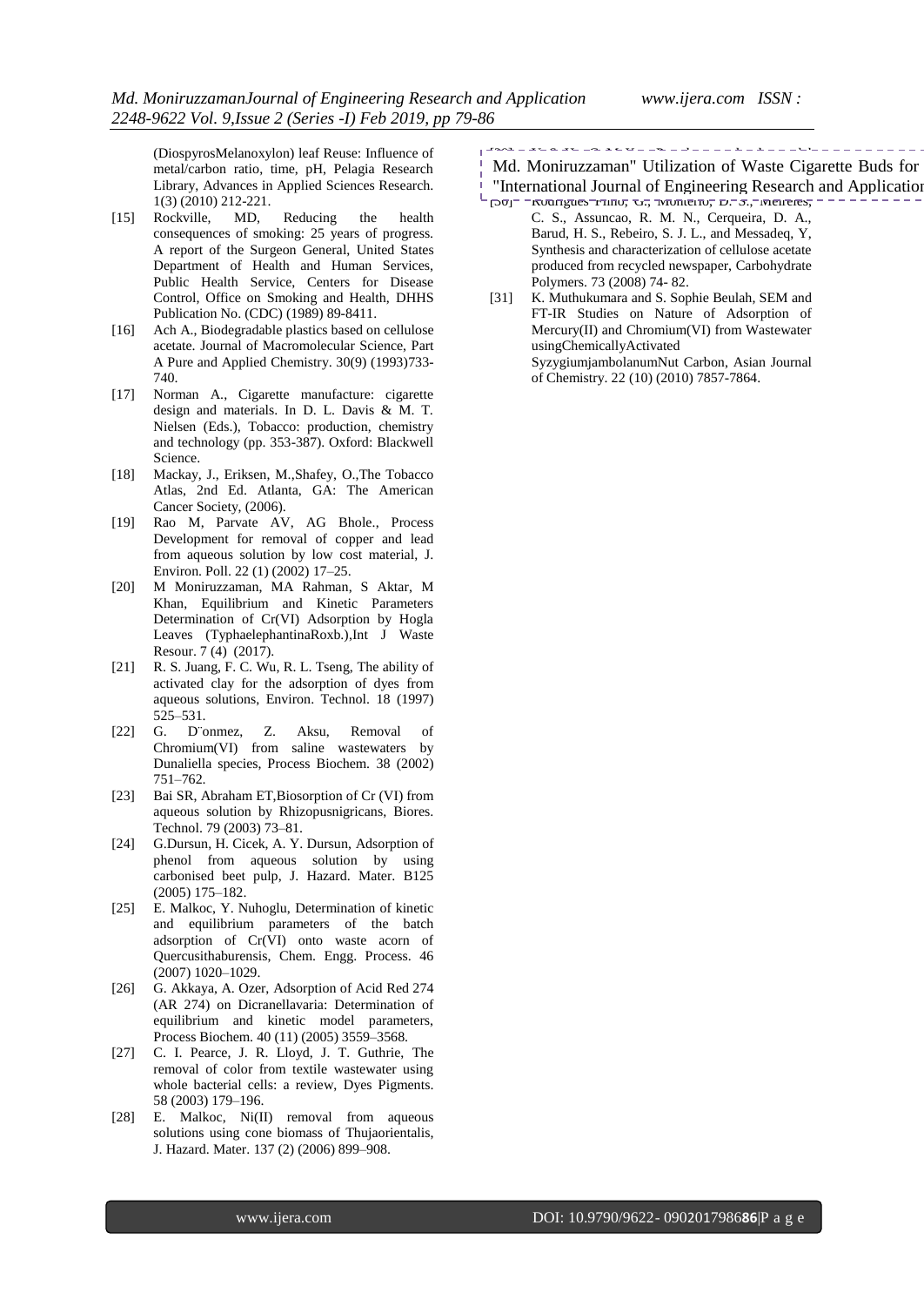(DiospyrosMelanoxylon) leaf Reuse: Influence of metal/carbon ratio, time, pH, Pelagia Research Library, Advances in Applied Sciences Research. 1(3) (2010) 212-221.

[15] Rockville, MD, Reducing the health consequences of smoking: 25 years of progress. A report of the Surgeon General, United States Department of Health and Human Services, Public Health Service, Centers for Disease Control, Office on Smoking and Health, DHHS Publication No. (CDC) (1989) 89-8411.

[16] Ach A., Biodegradable plastics based on cellulose acetate. Journal of Macromolecular Science, Part A Pure and Applied Chemistry. 30(9) (1993)733-740.

[17] Norman A., Cigarette manufacture: cigarette design and materials. In D. L. Davis & M. T. Nielsen (Eds.), Tobacco: production, chemistry and technology (pp. 353-387). Oxford: Blackwell Science.

[18] Mackay, J., Eriksen, M.,Shafey, O.,The Tobacco Atlas, 2nd Ed. Atlanta, GA: The American Cancer Society, (2006).

[19] Rao M, Parvate AV, AG Bhole., Process Development for removal of copper and lead from aqueous solution by low cost material, J. Environ. Poll. 22 (1) (2002) 17–25.

[20] M Moniruzzaman, MA Rahman, S Aktar, M Khan, Equilibrium and Kinetic Parameters Determination of Cr(VI) Adsorption by Hogla Leaves (TyphaelephantinaRoxb.),Int J Waste Resour. 7 (4) (2017).

[21] R. S. Juang, F. C. Wu, R. L. Tseng, The ability of activated clay for the adsorption of dyes from aqueous solutions, Environ. Technol. 18 (1997) 525–531.

[22] G. D¨onmez, Z. Aksu, Removal of Chromium(VI) from saline wastewaters by Dunaliella species, Process Biochem. 38 (2002) 751–762.

[23] Bai SR, Abraham ET,Biosorption of Cr (VI) from aqueous solution by Rhizopusnigricans, Biores. Technol. 79 (2003) 73–81.

[24] G.Dursun, H. Cicek, A. Y. Dursun, Adsorption of phenol from aqueous solution by using carbonised beet pulp, J. Hazard. Mater. B125 (2005) 175–182.

[25] E. Malkoc, Y. Nuhoglu, Determination of kinetic and equilibrium parameters of the batch adsorption of Cr(VI) onto waste acorn of Quercusithaburensis, Chem. Engg. Process. 46 (2007) 1020–1029.

[26] G. Akkaya, A. Ozer, Adsorption of Acid Red 274 (AR 274) on Dicranellavaria: Determination of equilibrium and kinetic model parameters, Process Biochem. 40 (11) (2005) 3559–3568.

[27] C. I. Pearce, J. R. Lloyd, J. T. Guthrie, The removal of color from textile wastewater using whole bacterial cells: a review, Dyes Pigments. 58 (2003) 179–196.

[28] E. Malkoc, Ni(II) removal from aqueous solutions using cone biomass of Thujaorientalis, J. Hazard. Mater. 137 (2) (2006) 899–908.

Md. Moniruzzaman" Utilization of Waste Cigarette Buds for
"International Journal of Engineering Research and Application

[30] Rodrigues Filho, G., Monteiro, D. S., Meireles, C. S., Assuncao, R. M. N., Cerqueira, D. A., Barud, H. S., Rebeiro, S. J. L., and Messadeq, Y, Synthesis and characterization of cellulose acetate produced from recycled newspaper, Carbohydrate Polymers. 73 (2008) 74- 82.

[31] K. Muthukumara and S. Sophie Beulah, SEM and FT-IR Studies on Nature of Adsorption of Mercury(II) and Chromium(VI) from Wastewater usingChemicallyActivated SyzygiumjambolanumNut Carbon, Asian Journal of Chemistry. 22 (10) (2010) 7857-7864.